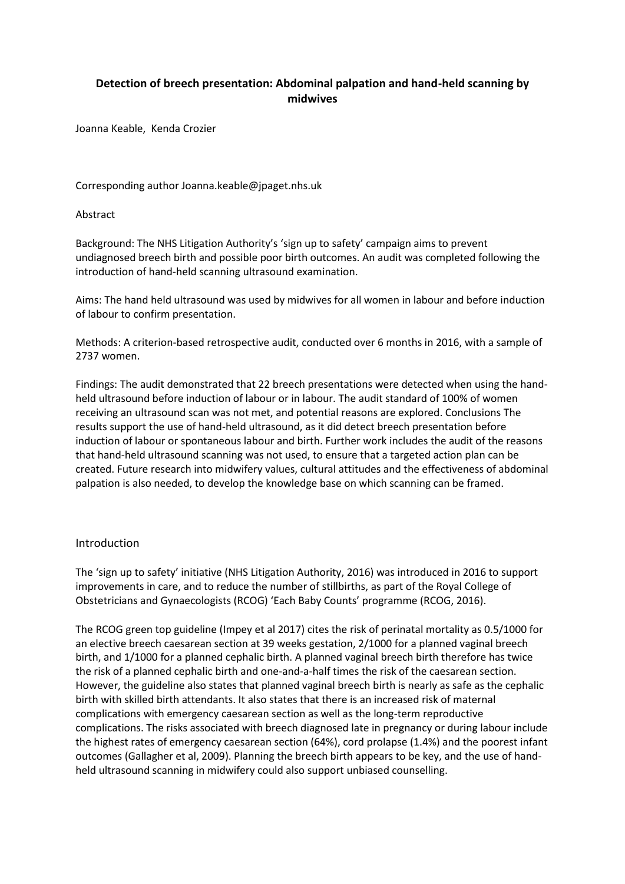# Detection of breech presentation: Abdominal palpation and hand-held scanning by midwives

Joanna Keable, Kenda Crozier

Corresponding author Joanna.keable@jpaget.nhs.uk

Abstract

Background: The NHS Litigation Authority's 'sign up to safety' campaign aims to prevent undiagnosed breech birth and possible poor birth outcomes. An audit was completed following the introduction of hand-held scanning ultrasound examination.

Aims: The hand held ultrasound was used by midwives for all women in labour and before induction of labour to confirm presentation.

Methods: A criterion-based retrospective audit, conducted over 6 months in 2016, with a sample of 2737 women.

Findings: The audit demonstrated that 22 breech presentations were detected when using the hand-held ultrasound before induction of labour or in labour. The audit standard of 100% of women receiving an ultrasound scan was not met, and potential reasons are explored. Conclusions The results support the use of hand-held ultrasound, as it did detect breech presentation before induction of labour or spontaneous labour and birth. Further work includes the audit of the reasons that hand-held ultrasound scanning was not used, to ensure that a targeted action plan can be created. Future research into midwifery values, cultural attitudes and the effectiveness of abdominal palpation is also needed, to develop the knowledge base on which scanning can be framed.

## Introduction

The 'sign up to safety' initiative (NHS Litigation Authority, 2016) was introduced in 2016 to support improvements in care, and to reduce the number of stillbirths, as part of the Royal College of Obstetricians and Gynaecologists (RCOG) 'Each Baby Counts' programme (RCOG, 2016).

The RCOG green top guideline (Impey et al 2017) cites the risk of perinatal mortality as 0.5/1000 for an elective breech caesarean section at 39 weeks gestation, 2/1000 for a planned vaginal breech birth, and 1/1000 for a planned cephalic birth. A planned vaginal breech birth therefore has twice the risk of a planned cephalic birth and one-and-a-half times the risk of the caesarean section. However, the guideline also states that planned vaginal breech birth is nearly as safe as the cephalic birth with skilled birth attendants. It also states that there is an increased risk of maternal complications with emergency caesarean section as well as the long-term reproductive complications. The risks associated with breech diagnosed late in pregnancy or during labour include the highest rates of emergency caesarean section (64%), cord prolapse (1.4%) and the poorest infant outcomes (Gallagher et al, 2009). Planning the breech birth appears to be key, and the use of hand-held ultrasound scanning in midwifery could also support unbiased counselling.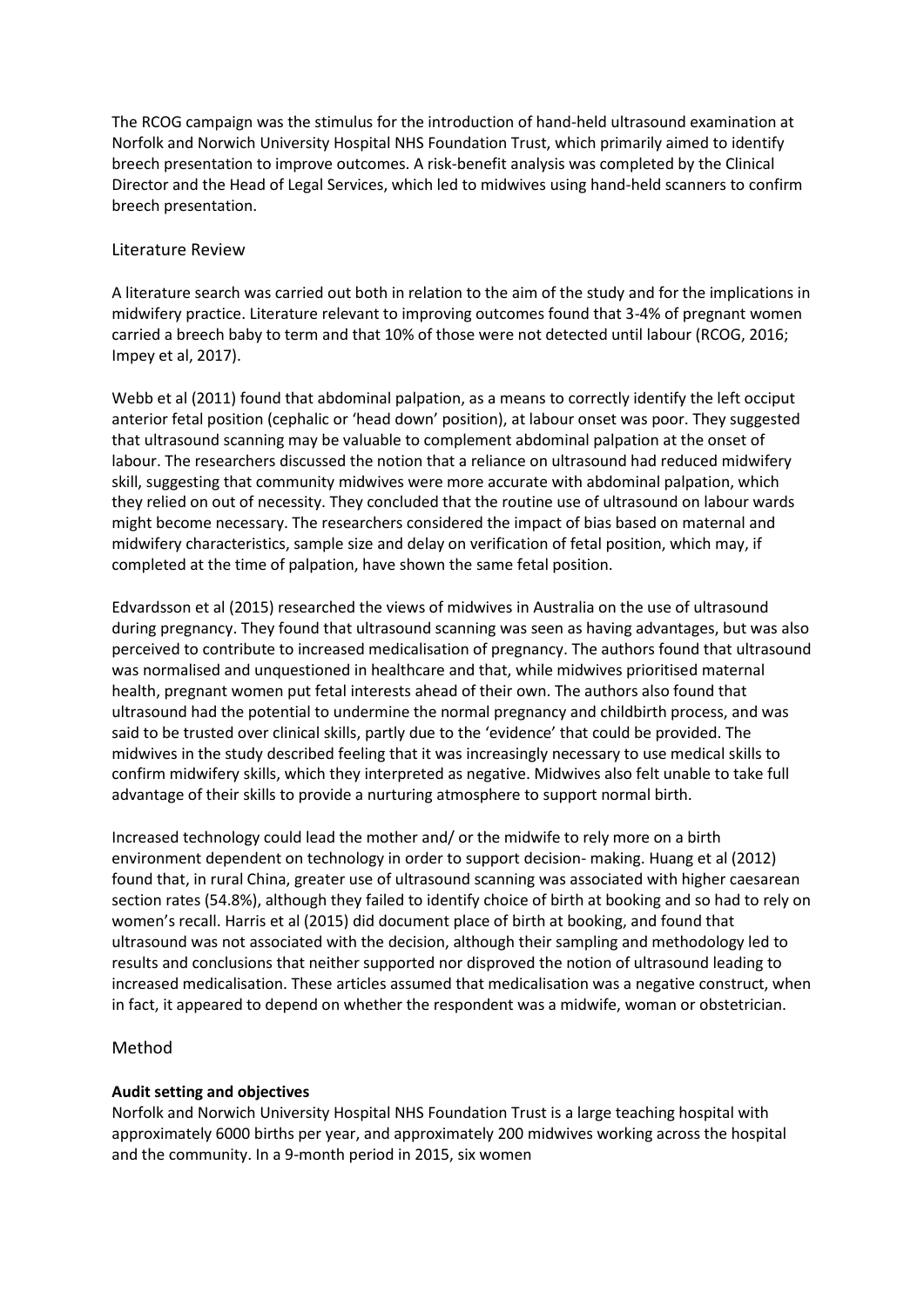The RCOG campaign was the stimulus for the introduction of hand-held ultrasound examination at Norfolk and Norwich University Hospital NHS Foundation Trust, which primarily aimed to identify breech presentation to improve outcomes. A risk-benefit analysis was completed by the Clinical Director and the Head of Legal Services, which led to midwives using hand-held scanners to confirm breech presentation.

## Literature Review

A literature search was carried out both in relation to the aim of the study and for the implications in midwifery practice. Literature relevant to improving outcomes found that 3-4% of pregnant women carried a breech baby to term and that 10% of those were not detected until labour (RCOG, 2016; Impey et al, 2017).

Webb et al (2011) found that abdominal palpation, as a means to correctly identify the left occiput anterior fetal position (cephalic or 'head down' position), at labour onset was poor. They suggested that ultrasound scanning may be valuable to complement abdominal palpation at the onset of labour. The researchers discussed the notion that a reliance on ultrasound had reduced midwifery skill, suggesting that community midwives were more accurate with abdominal palpation, which they relied on out of necessity. They concluded that the routine use of ultrasound on labour wards might become necessary. The researchers considered the impact of bias based on maternal and midwifery characteristics, sample size and delay on verification of fetal position, which may, if completed at the time of palpation, have shown the same fetal position.

Edvardsson et al (2015) researched the views of midwives in Australia on the use of ultrasound during pregnancy. They found that ultrasound scanning was seen as having advantages, but was also perceived to contribute to increased medicalisation of pregnancy. The authors found that ultrasound was normalised and unquestioned in healthcare and that, while midwives prioritised maternal health, pregnant women put fetal interests ahead of their own. The authors also found that ultrasound had the potential to undermine the normal pregnancy and childbirth process, and was said to be trusted over clinical skills, partly due to the 'evidence' that could be provided. The midwives in the study described feeling that it was increasingly necessary to use medical skills to confirm midwifery skills, which they interpreted as negative. Midwives also felt unable to take full advantage of their skills to provide a nurturing atmosphere to support normal birth.

Increased technology could lead the mother and/ or the midwife to rely more on a birth environment dependent on technology in order to support decision- making. Huang et al (2012) found that, in rural China, greater use of ultrasound scanning was associated with higher caesarean section rates (54.8%), although they failed to identify choice of birth at booking and so had to rely on women's recall. Harris et al (2015) did document place of birth at booking, and found that ultrasound was not associated with the decision, although their sampling and methodology led to results and conclusions that neither supported nor disproved the notion of ultrasound leading to increased medicalisation. These articles assumed that medicalisation was a negative construct, when in fact, it appeared to depend on whether the respondent was a midwife, woman or obstetrician.

## Method

**Audit setting and objectives**

Norfolk and Norwich University Hospital NHS Foundation Trust is a large teaching hospital with approximately 6000 births per year, and approximately 200 midwives working across the hospital and the community. In a 9-month period in 2015, six women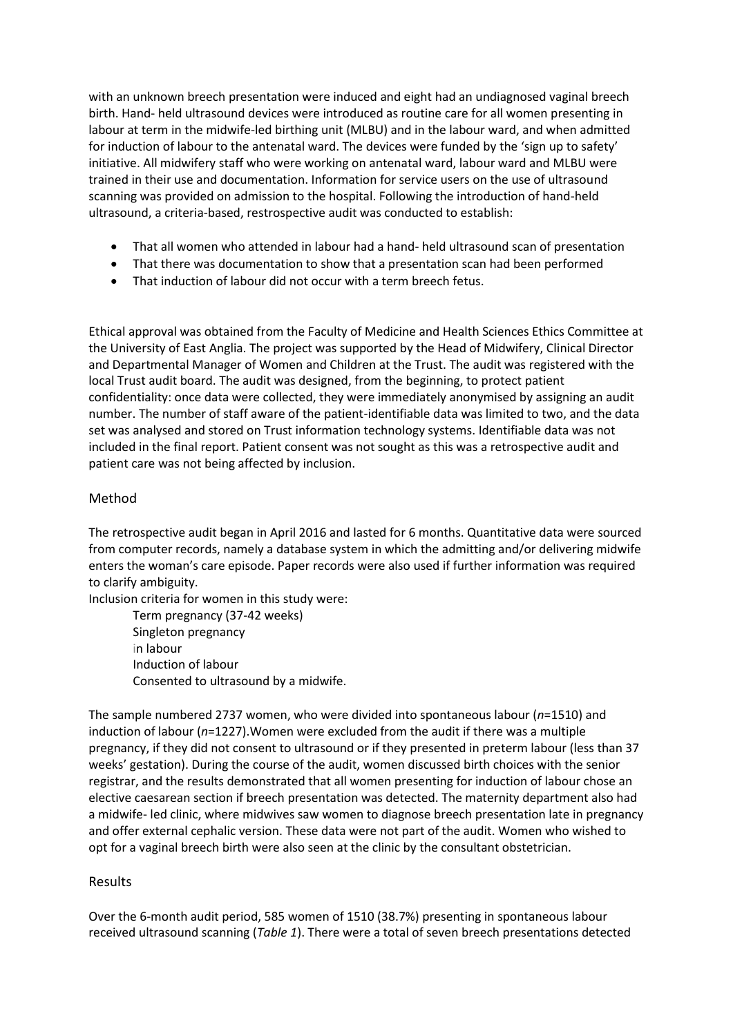with an unknown breech presentation were induced and eight had an undiagnosed vaginal breech birth. Hand- held ultrasound devices were introduced as routine care for all women presenting in labour at term in the midwife-led birthing unit (MLBU) and in the labour ward, and when admitted for induction of labour to the antenatal ward. The devices were funded by the 'sign up to safety' initiative. All midwifery staff who were working on antenatal ward, labour ward and MLBU were trained in their use and documentation. Information for service users on the use of ultrasound scanning was provided on admission to the hospital. Following the introduction of hand-held ultrasound, a criteria-based, restrospective audit was conducted to establish:

- That all women who attended in labour had a hand- held ultrasound scan of presentation
- That there was documentation to show that a presentation scan had been performed
- That induction of labour did not occur with a term breech fetus.

Ethical approval was obtained from the Faculty of Medicine and Health Sciences Ethics Committee at the University of East Anglia. The project was supported by the Head of Midwifery, Clinical Director and Departmental Manager of Women and Children at the Trust. The audit was registered with the local Trust audit board. The audit was designed, from the beginning, to protect patient confidentiality: once data were collected, they were immediately anonymised by assigning an audit number. The number of staff aware of the patient-identifiable data was limited to two, and the data set was analysed and stored on Trust information technology systems. Identifiable data was not included in the final report. Patient consent was not sought as this was a retrospective audit and patient care was not being affected by inclusion.

## Method

The retrospective audit began in April 2016 and lasted for 6 months. Quantitative data were sourced from computer records, namely a database system in which the admitting and/or delivering midwife enters the woman's care episode. Paper records were also used if further information was required to clarify ambiguity.

Inclusion criteria for women in this study were:

Term pregnancy (37-42 weeks)
Singleton pregnancy
in labour
Induction of labour
Consented to ultrasound by a midwife.

The sample numbered 2737 women, who were divided into spontaneous labour (*n*=1510) and induction of labour (*n*=1227).Women were excluded from the audit if there was a multiple pregnancy, if they did not consent to ultrasound or if they presented in preterm labour (less than 37 weeks' gestation). During the course of the audit, women discussed birth choices with the senior registrar, and the results demonstrated that all women presenting for induction of labour chose an elective caesarean section if breech presentation was detected. The maternity department also had a midwife- led clinic, where midwives saw women to diagnose breech presentation late in pregnancy and offer external cephalic version. These data were not part of the audit. Women who wished to opt for a vaginal breech birth were also seen at the clinic by the consultant obstetrician.

## Results

Over the 6-month audit period, 585 women of 1510 (38.7%) presenting in spontaneous labour received ultrasound scanning (*Table 1*). There were a total of seven breech presentations detected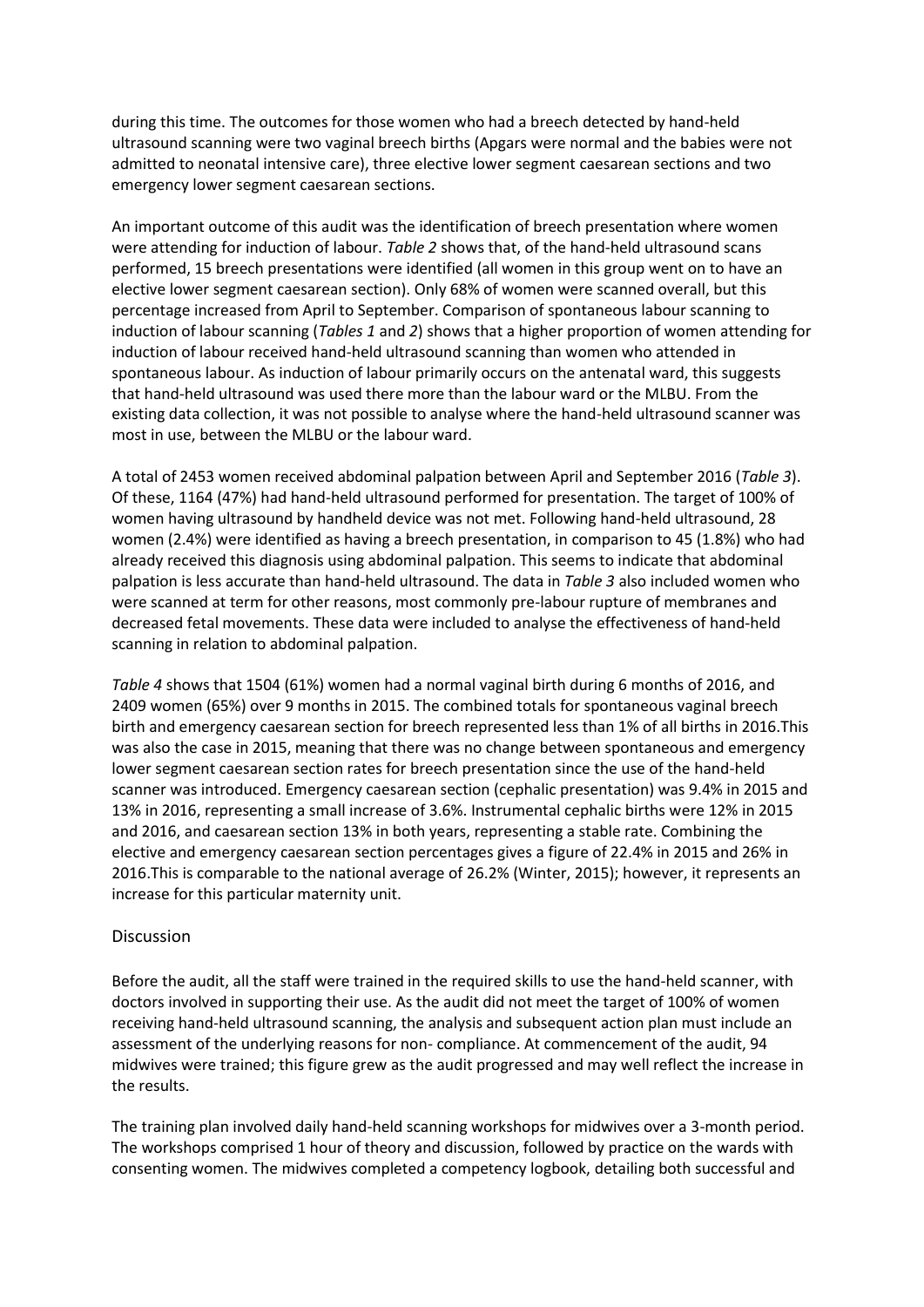during this time. The outcomes for those women who had a breech detected by hand-held ultrasound scanning were two vaginal breech births (Apgars were normal and the babies were not admitted to neonatal intensive care), three elective lower segment caesarean sections and two emergency lower segment caesarean sections.

An important outcome of this audit was the identification of breech presentation where women were attending for induction of labour. *Table 2* shows that, of the hand-held ultrasound scans performed, 15 breech presentations were identified (all women in this group went on to have an elective lower segment caesarean section). Only 68% of women were scanned overall, but this percentage increased from April to September. Comparison of spontaneous labour scanning to induction of labour scanning (*Tables 1* and *2*) shows that a higher proportion of women attending for induction of labour received hand-held ultrasound scanning than women who attended in spontaneous labour. As induction of labour primarily occurs on the antenatal ward, this suggests that hand-held ultrasound was used there more than the labour ward or the MLBU. From the existing data collection, it was not possible to analyse where the hand-held ultrasound scanner was most in use, between the MLBU or the labour ward.

A total of 2453 women received abdominal palpation between April and September 2016 (*Table 3*). Of these, 1164 (47%) had hand-held ultrasound performed for presentation. The target of 100% of women having ultrasound by handheld device was not met. Following hand-held ultrasound, 28 women (2.4%) were identified as having a breech presentation, in comparison to 45 (1.8%) who had already received this diagnosis using abdominal palpation. This seems to indicate that abdominal palpation is less accurate than hand-held ultrasound. The data in *Table 3* also included women who were scanned at term for other reasons, most commonly pre-labour rupture of membranes and decreased fetal movements. These data were included to analyse the effectiveness of hand-held scanning in relation to abdominal palpation.

*Table 4* shows that 1504 (61%) women had a normal vaginal birth during 6 months of 2016, and 2409 women (65%) over 9 months in 2015. The combined totals for spontaneous vaginal breech birth and emergency caesarean section for breech represented less than 1% of all births in 2016.This was also the case in 2015, meaning that there was no change between spontaneous and emergency lower segment caesarean section rates for breech presentation since the use of the hand-held scanner was introduced. Emergency caesarean section (cephalic presentation) was 9.4% in 2015 and 13% in 2016, representing a small increase of 3.6%. Instrumental cephalic births were 12% in 2015 and 2016, and caesarean section 13% in both years, representing a stable rate. Combining the elective and emergency caesarean section percentages gives a figure of 22.4% in 2015 and 26% in 2016.This is comparable to the national average of 26.2% (Winter, 2015); however, it represents an increase for this particular maternity unit.

## Discussion

Before the audit, all the staff were trained in the required skills to use the hand-held scanner, with doctors involved in supporting their use. As the audit did not meet the target of 100% of women receiving hand-held ultrasound scanning, the analysis and subsequent action plan must include an assessment of the underlying reasons for non- compliance. At commencement of the audit, 94 midwives were trained; this figure grew as the audit progressed and may well reflect the increase in the results.

The training plan involved daily hand-held scanning workshops for midwives over a 3-month period. The workshops comprised 1 hour of theory and discussion, followed by practice on the wards with consenting women. The midwives completed a competency logbook, detailing both successful and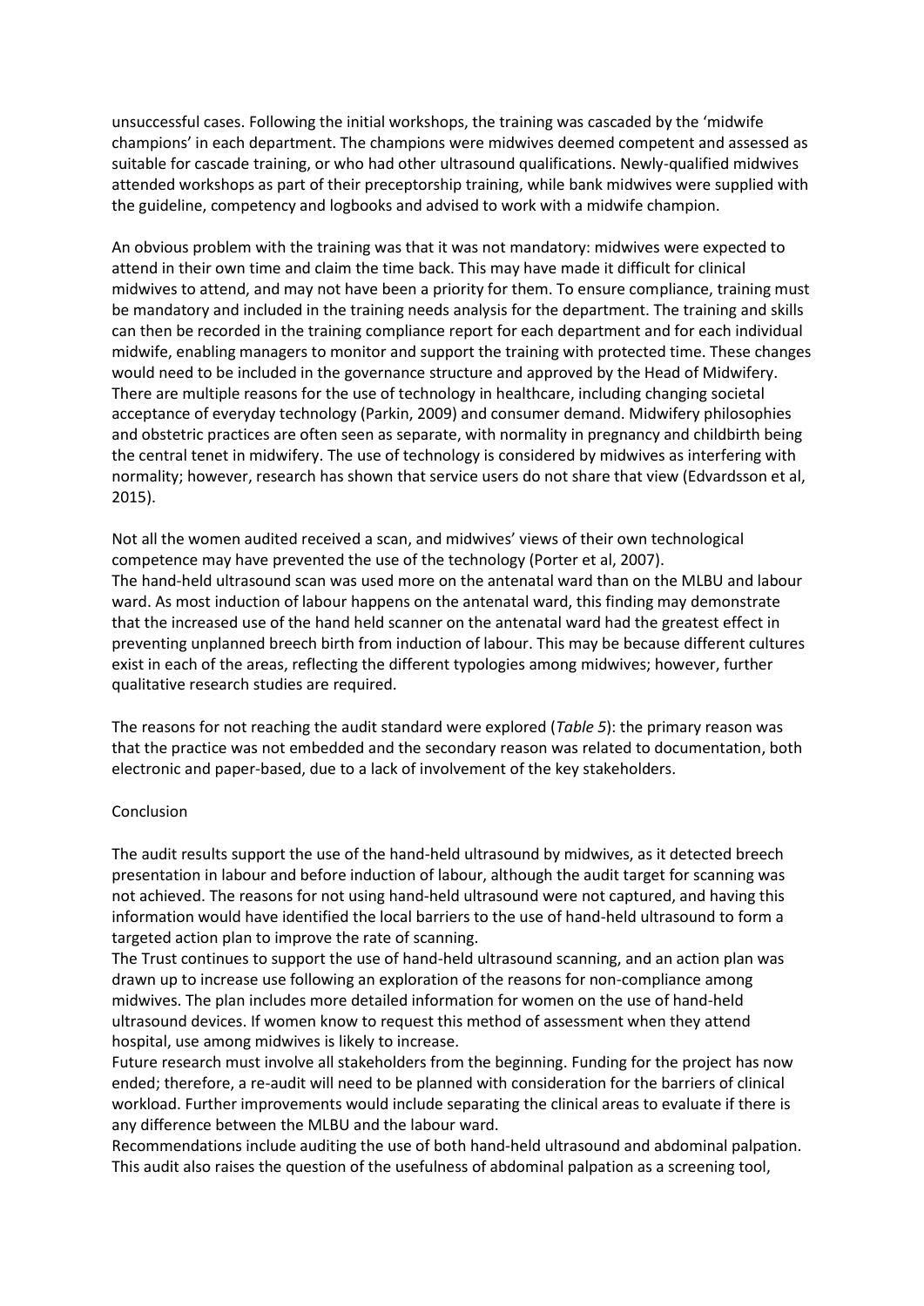unsuccessful cases. Following the initial workshops, the training was cascaded by the 'midwife champions' in each department. The champions were midwives deemed competent and assessed as suitable for cascade training, or who had other ultrasound qualifications. Newly-qualified midwives attended workshops as part of their preceptorship training, while bank midwives were supplied with the guideline, competency and logbooks and advised to work with a midwife champion.

An obvious problem with the training was that it was not mandatory: midwives were expected to attend in their own time and claim the time back. This may have made it difficult for clinical midwives to attend, and may not have been a priority for them. To ensure compliance, training must be mandatory and included in the training needs analysis for the department. The training and skills can then be recorded in the training compliance report for each department and for each individual midwife, enabling managers to monitor and support the training with protected time. These changes would need to be included in the governance structure and approved by the Head of Midwifery. There are multiple reasons for the use of technology in healthcare, including changing societal acceptance of everyday technology (Parkin, 2009) and consumer demand. Midwifery philosophies and obstetric practices are often seen as separate, with normality in pregnancy and childbirth being the central tenet in midwifery. The use of technology is considered by midwives as interfering with normality; however, research has shown that service users do not share that view (Edvardsson et al, 2015).

Not all the women audited received a scan, and midwives' views of their own technological competence may have prevented the use of the technology (Porter et al, 2007).
The hand-held ultrasound scan was used more on the antenatal ward than on the MLBU and labour ward. As most induction of labour happens on the antenatal ward, this finding may demonstrate that the increased use of the hand held scanner on the antenatal ward had the greatest effect in preventing unplanned breech birth from induction of labour. This may be because different cultures exist in each of the areas, reflecting the different typologies among midwives; however, further qualitative research studies are required.

The reasons for not reaching the audit standard were explored (*Table 5*): the primary reason was that the practice was not embedded and the secondary reason was related to documentation, both electronic and paper-based, due to a lack of involvement of the key stakeholders.

## Conclusion

The audit results support the use of the hand-held ultrasound by midwives, as it detected breech presentation in labour and before induction of labour, although the audit target for scanning was not achieved. The reasons for not using hand-held ultrasound were not captured, and having this information would have identified the local barriers to the use of hand-held ultrasound to form a targeted action plan to improve the rate of scanning.
The Trust continues to support the use of hand-held ultrasound scanning, and an action plan was drawn up to increase use following an exploration of the reasons for non-compliance among midwives. The plan includes more detailed information for women on the use of hand-held ultrasound devices. If women know to request this method of assessment when they attend hospital, use among midwives is likely to increase.
Future research must involve all stakeholders from the beginning. Funding for the project has now ended; therefore, a re-audit will need to be planned with consideration for the barriers of clinical workload. Further improvements would include separating the clinical areas to evaluate if there is any difference between the MLBU and the labour ward.
Recommendations include auditing the use of both hand-held ultrasound and abdominal palpation. This audit also raises the question of the usefulness of abdominal palpation as a screening tool,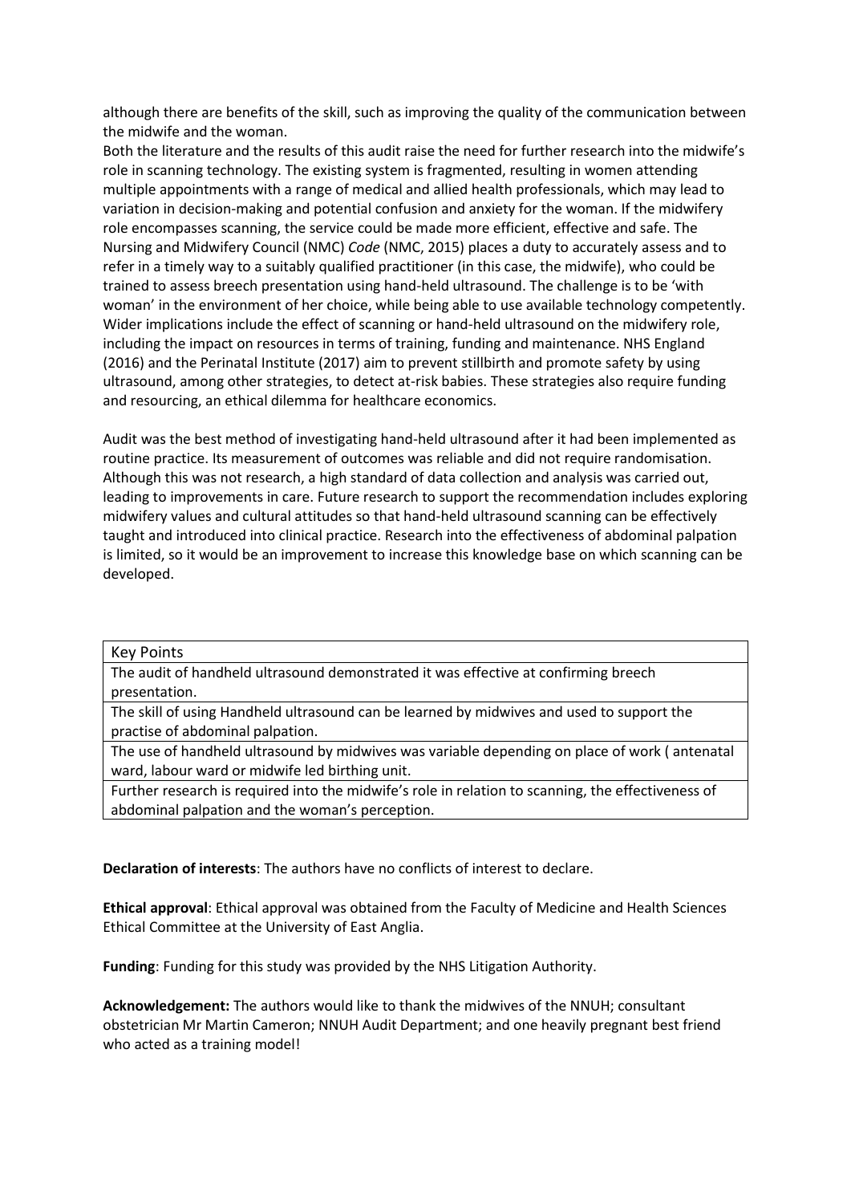although there are benefits of the skill, such as improving the quality of the communication between the midwife and the woman.

Both the literature and the results of this audit raise the need for further research into the midwife's role in scanning technology. The existing system is fragmented, resulting in women attending multiple appointments with a range of medical and allied health professionals, which may lead to variation in decision-making and potential confusion and anxiety for the woman. If the midwifery role encompasses scanning, the service could be made more efficient, effective and safe. The Nursing and Midwifery Council (NMC) *Code* (NMC, 2015) places a duty to accurately assess and to refer in a timely way to a suitably qualified practitioner (in this case, the midwife), who could be trained to assess breech presentation using hand-held ultrasound. The challenge is to be 'with woman' in the environment of her choice, while being able to use available technology competently. Wider implications include the effect of scanning or hand-held ultrasound on the midwifery role, including the impact on resources in terms of training, funding and maintenance. NHS England (2016) and the Perinatal Institute (2017) aim to prevent stillbirth and promote safety by using ultrasound, among other strategies, to detect at-risk babies. These strategies also require funding and resourcing, an ethical dilemma for healthcare economics.

Audit was the best method of investigating hand-held ultrasound after it had been implemented as routine practice. Its measurement of outcomes was reliable and did not require randomisation. Although this was not research, a high standard of data collection and analysis was carried out, leading to improvements in care. Future research to support the recommendation includes exploring midwifery values and cultural attitudes so that hand-held ultrasound scanning can be effectively taught and introduced into clinical practice. Research into the effectiveness of abdominal palpation is limited, so it would be an improvement to increase this knowledge base on which scanning can be developed.

| Key Points |
| --- |
| The audit of handheld ultrasound demonstrated it was effective at confirming breech presentation. |
| The skill of using Handheld ultrasound can be learned by midwives and used to support the practise of abdominal palpation. |
| The use of handheld ultrasound by midwives was variable depending on place of work ( antenatal ward, labour ward or midwife led birthing unit. |
| Further research is required into the midwife's role in relation to scanning, the effectiveness of abdominal palpation and the woman's perception. |

**Declaration of interests**: The authors have no conflicts of interest to declare.

**Ethical approval**: Ethical approval was obtained from the Faculty of Medicine and Health Sciences Ethical Committee at the University of East Anglia.

**Funding**: Funding for this study was provided by the NHS Litigation Authority.

**Acknowledgement:** The authors would like to thank the midwives of the NNUH; consultant obstetrician Mr Martin Cameron; NNUH Audit Department; and one heavily pregnant best friend who acted as a training model!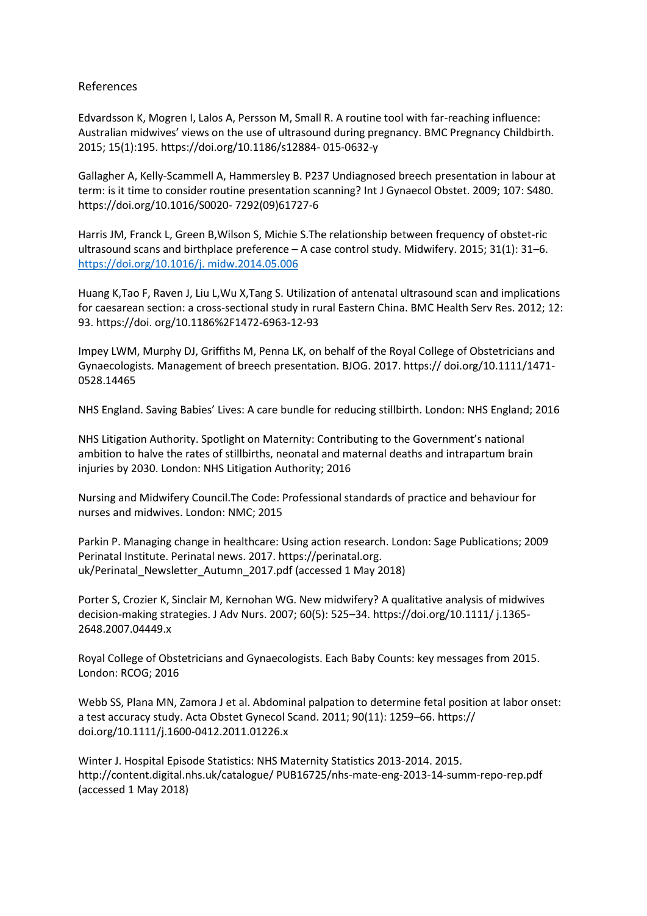## References

Edvardsson K, Mogren I, Lalos A, Persson M, Small R. A routine tool with far-reaching influence: Australian midwives' views on the use of ultrasound during pregnancy. BMC Pregnancy Childbirth. 2015; 15(1):195. https://doi.org/10.1186/s12884- 015-0632-y

Gallagher A, Kelly-Scammell A, Hammersley B. P237 Undiagnosed breech presentation in labour at term: is it time to consider routine presentation scanning? Int J Gynaecol Obstet. 2009; 107: S480. https://doi.org/10.1016/S0020- 7292(09)61727-6

Harris JM, Franck L, Green B,Wilson S, Michie S.The relationship between frequency of obstet-ric ultrasound scans and birthplace preference – A case control study. Midwifery. 2015; 31(1): 31–6. https://doi.org/10.1016/j. midw.2014.05.006

Huang K,Tao F, Raven J, Liu L,Wu X,Tang S. Utilization of antenatal ultrasound scan and implications for caesarean section: a cross-sectional study in rural Eastern China. BMC Health Serv Res. 2012; 12: 93. https://doi. org/10.1186%2F1472-6963-12-93

Impey LWM, Murphy DJ, Griffiths M, Penna LK, on behalf of the Royal College of Obstetricians and Gynaecologists. Management of breech presentation. BJOG. 2017. https:// doi.org/10.1111/1471-0528.14465

NHS England. Saving Babies' Lives: A care bundle for reducing stillbirth. London: NHS England; 2016

NHS Litigation Authority. Spotlight on Maternity: Contributing to the Government's national ambition to halve the rates of stillbirths, neonatal and maternal deaths and intrapartum brain injuries by 2030. London: NHS Litigation Authority; 2016

Nursing and Midwifery Council.The Code: Professional standards of practice and behaviour for nurses and midwives. London: NMC; 2015

Parkin P. Managing change in healthcare: Using action research. London: Sage Publications; 2009
Perinatal Institute. Perinatal news. 2017. https://perinatal.org. uk/Perinatal_Newsletter_Autumn_2017.pdf (accessed 1 May 2018)

Porter S, Crozier K, Sinclair M, Kernohan WG. New midwifery? A qualitative analysis of midwives decision-making strategies. J Adv Nurs. 2007; 60(5): 525–34. https://doi.org/10.1111/ j.1365-2648.2007.04449.x

Royal College of Obstetricians and Gynaecologists. Each Baby Counts: key messages from 2015. London: RCOG; 2016

Webb SS, Plana MN, Zamora J et al. Abdominal palpation to determine fetal position at labor onset: a test accuracy study. Acta Obstet Gynecol Scand. 2011; 90(11): 1259–66. https:// doi.org/10.1111/j.1600-0412.2011.01226.x

Winter J. Hospital Episode Statistics: NHS Maternity Statistics 2013-2014. 2015. http://content.digital.nhs.uk/catalogue/ PUB16725/nhs-mate-eng-2013-14-summ-repo-rep.pdf (accessed 1 May 2018)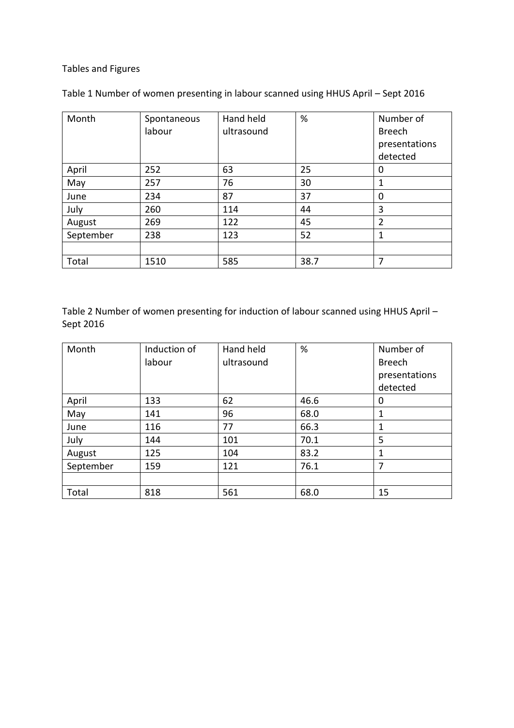Tables and Figures

Table 1 Number of women presenting in labour scanned using HHUS April – Sept 2016

| Month | Spontaneous labour | Hand held ultrasound | % | Number of Breech presentations detected |
|---|---|---|---|---|
| April | 252 | 63 | 25 | 0 |
| May | 257 | 76 | 30 | 1 |
| June | 234 | 87 | 37 | 0 |
| July | 260 | 114 | 44 | 3 |
| August | 269 | 122 | 45 | 2 |
| September | 238 | 123 | 52 | 1 |
| | | | | |
| Total | 1510 | 585 | 38.7 | 7 |

Table 2 Number of women presenting for induction of labour scanned using HHUS April – Sept 2016

| Month | Induction of labour | Hand held ultrasound | % | Number of Breech presentations detected |
|---|---|---|---|---|
| April | 133 | 62 | 46.6 | 0 |
| May | 141 | 96 | 68.0 | 1 |
| June | 116 | 77 | 66.3 | 1 |
| July | 144 | 101 | 70.1 | 5 |
| August | 125 | 104 | 83.2 | 1 |
| September | 159 | 121 | 76.1 | 7 |
| | | | | |
| Total | 818 | 561 | 68.0 | 15 |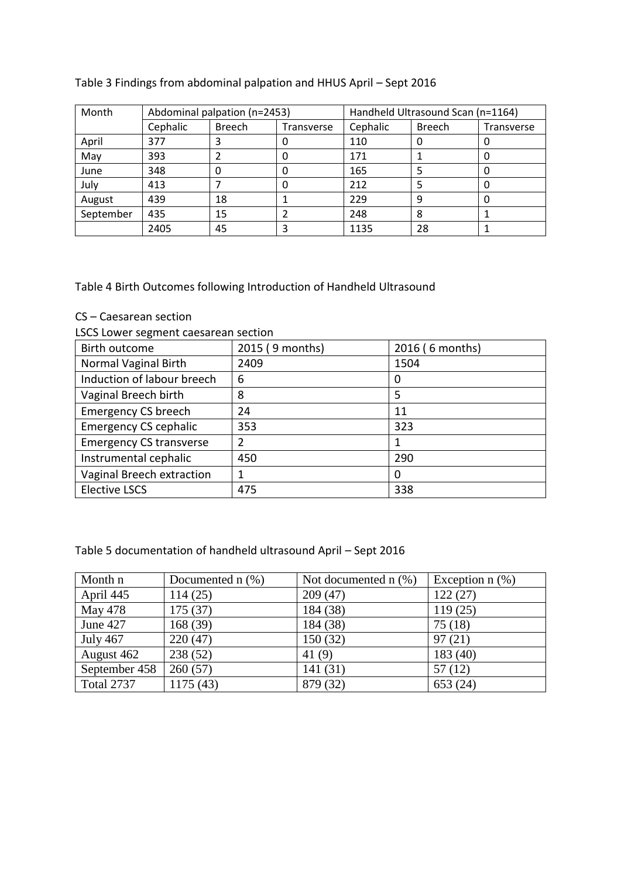Table 3 Findings from abdominal palpation and HHUS April – Sept 2016

| Month | Abdominal palpation (n=2453) | | | Handheld Ultrasound Scan (n=1164) | | |
|---|---|---|---|---|---|---|
| | Cephalic | Breech | Transverse | Cephalic | Breech | Transverse |
| April | 377 | 3 | 0 | 110 | 0 | 0 |
| May | 393 | 2 | 0 | 171 | 1 | 0 |
| June | 348 | 0 | 0 | 165 | 5 | 0 |
| July | 413 | 7 | 0 | 212 | 5 | 0 |
| August | 439 | 18 | 1 | 229 | 9 | 0 |
| September | 435 | 15 | 2 | 248 | 8 | 1 |
| | 2405 | 45 | 3 | 1135 | 28 | 1 |

Table 4 Birth Outcomes following Introduction of Handheld Ultrasound

CS – Caesarean section

LSCS Lower segment caesarean section

| Birth outcome | 2015 ( 9 months) | 2016 ( 6 months) |
|---|---|---|
| Normal Vaginal Birth | 2409 | 1504 |
| Induction of labour breech | 6 | 0 |
| Vaginal Breech birth | 8 | 5 |
| Emergency CS breech | 24 | 11 |
| Emergency CS cephalic | 353 | 323 |
| Emergency CS transverse | 2 | 1 |
| Instrumental cephalic | 450 | 290 |
| Vaginal Breech extraction | 1 | 0 |
| Elective LSCS | 475 | 338 |

Table 5 documentation of handheld ultrasound April – Sept 2016

| Month n | Documented n (%) | Not documented n (%) | Exception n (%) |
|---|---|---|---|
| April 445 | 114 (25) | 209 (47) | 122 (27) |
| May 478 | 175 (37) | 184 (38) | 119 (25) |
| June 427 | 168 (39) | 184 (38) | 75 (18) |
| July 467 | 220 (47) | 150 (32) | 97 (21) |
| August 462 | 238 (52) | 41 (9) | 183 (40) |
| September 458 | 260 (57) | 141 (31) | 57 (12) |
| Total 2737 | 1175 (43) | 879 (32) | 653 (24) |